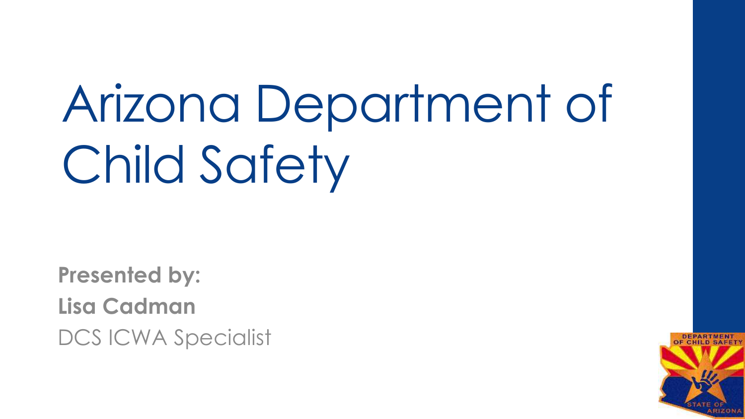# Arizona Department of Child Safety

**Presented by:**

**Lisa Cadman**

DCS ICWA Specialist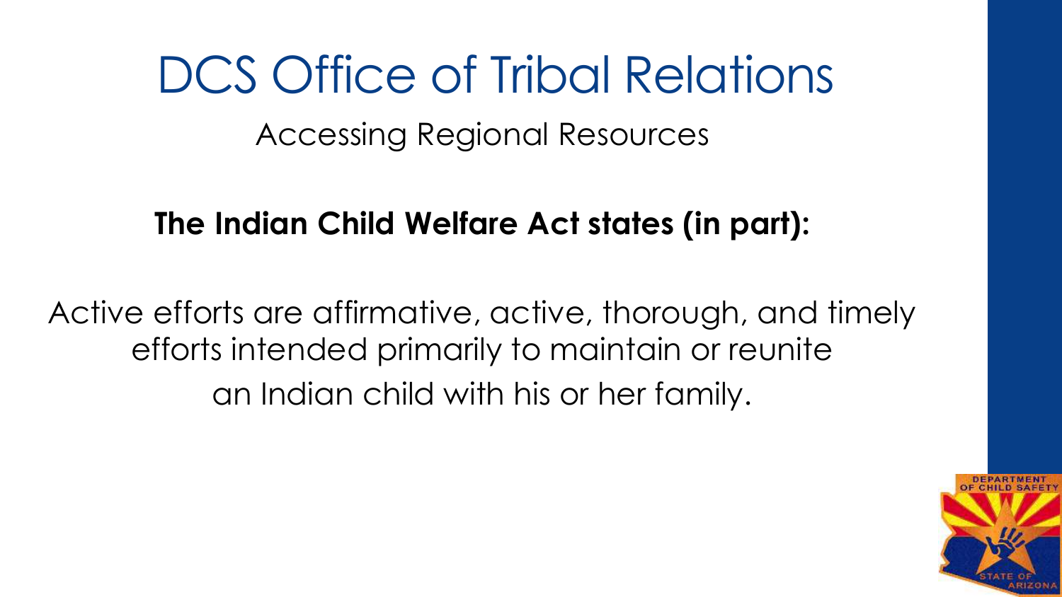# DCS Office of Tribal Relations

## Accessing Regional Resources

**The Indian Child Welfare Act states (in part):**

Active efforts are affirmative, active, thorough, and timely efforts intended primarily to maintain or reunite an Indian child with his or her family.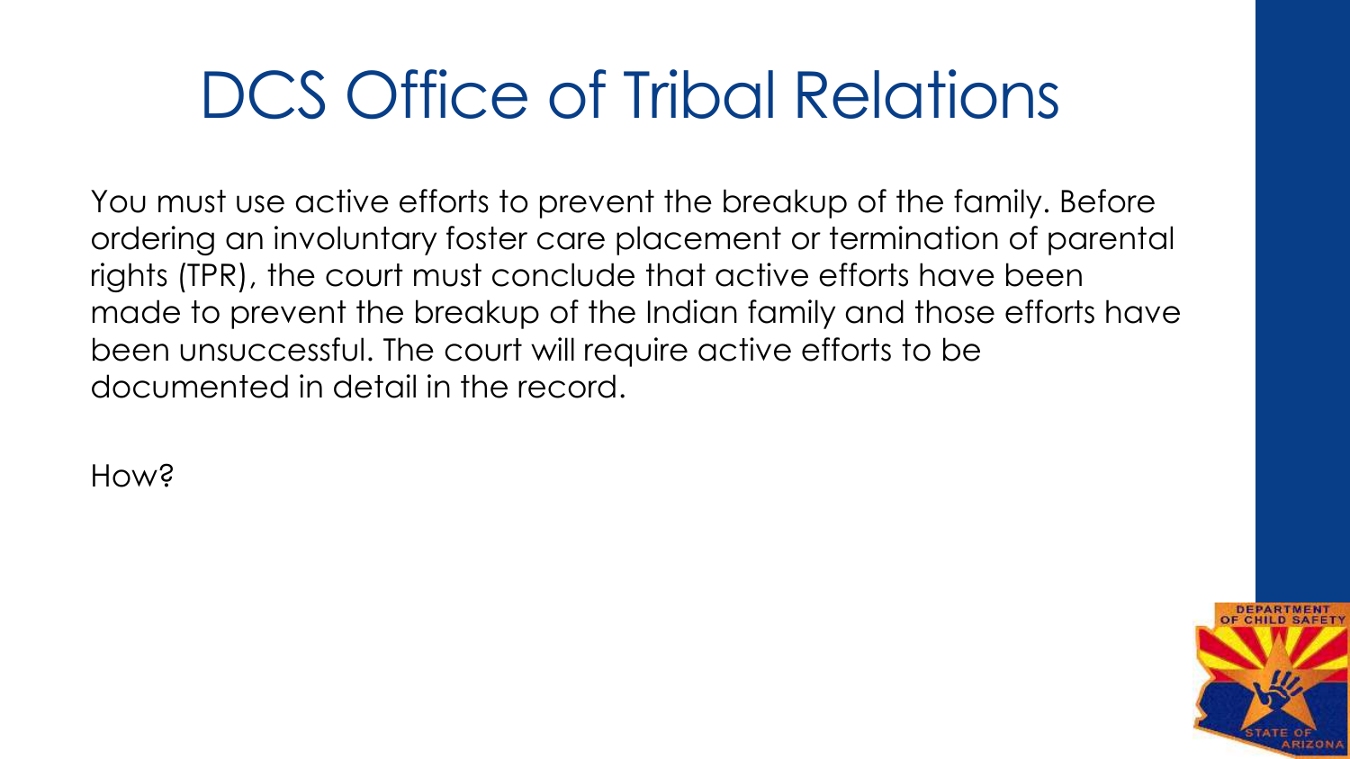# DCS Office of Tribal Relations

You must use active efforts to prevent the breakup of the family. Before ordering an involuntary foster care placement or termination of parental rights (TPR), the court must conclude that active efforts have been made to prevent the breakup of the Indian family and those efforts have been unsuccessful. The court will require active efforts to be documented in detail in the record.

How?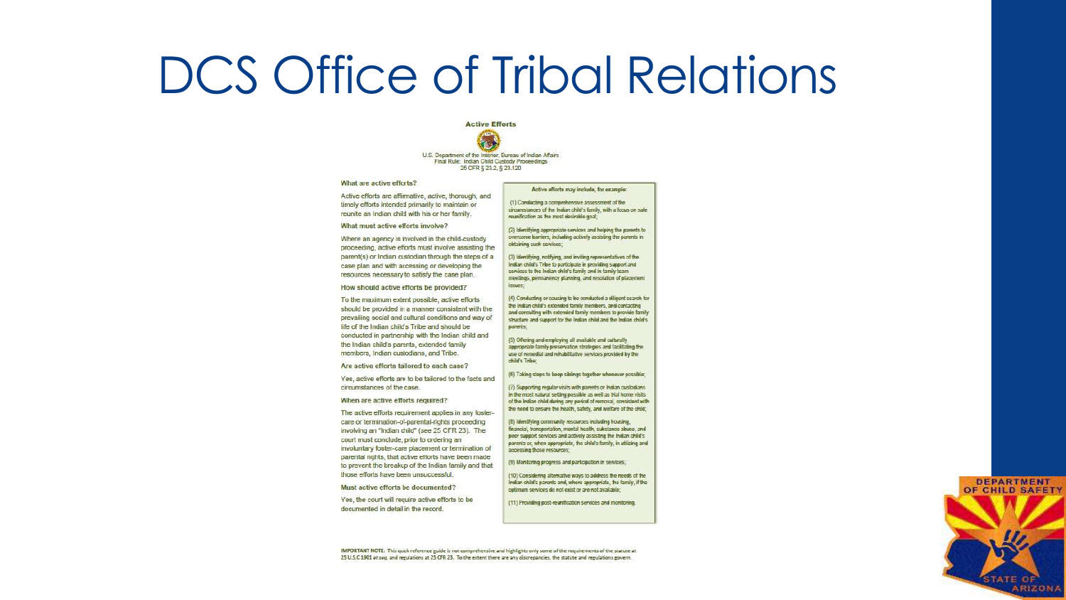# DCS Office of Tribal Relations

## Active Efforts

U.S. Department of the Interior, Bureau of Indian Affairs
Final Rule: Indian Child Custody Proceedings
25 CFR § 23.2, § 23.120

**What are active efforts?**

Active efforts are affirmative, active, thorough, and timely efforts intended primarily to maintain or reunite an Indian child with his or her family.

**What must active efforts involve?**

Where an agency is involved in the child-custody proceeding, active efforts must involve assisting the parent(s) or Indian custodian through the steps of a case plan and with accessing or developing the resources necessary to satisfy the case plan.

**How should active efforts be provided?**

To the maximum extent possible, active efforts should be provided in a manner consistent with the prevailing social and cultural conditions and way of life of the Indian child's Tribe and should be conducted in partnership with the Indian child and the Indian child's parents, extended family members, Indian custodians, and Tribe.

**Are active efforts tailored to each case?**

Yes, active efforts are to be tailored to the facts and circumstances of the case.

**When are active efforts required?**

The active efforts requirement applies in any foster-care or termination-of-parental-rights proceeding involving an "Indian child" (see 25 CFR 23). The court must conclude, prior to ordering an involuntary foster-care placement or termination of parental rights, that active efforts have been made to prevent the breakup of the Indian family and that those efforts have been unsuccessful.

**Must active efforts be documented?**

Yes, the court will require active efforts to be documented in detail in the record.

**Active efforts may include, for example:**

(1) Conducting a comprehensive assessment of the circumstances of the Indian child's family, with a focus on safe reunification as the most desirable goal;

(2) Identifying appropriate services and helping the parents to overcome barriers, including actively assisting the parents in obtaining such services;

(3) Identifying, notifying, and inviting representatives of the Indian child's Tribe to participate in providing support and services to the Indian child's family and in family team meetings, permanency planning, and resolution of placement issues;

(4) Conducting or causing to be conducted a diligent search for the Indian child's extended family members, and contacting and consulting with extended family members to provide family structure and support for the Indian child and the Indian child's parents;

(5) Offering and employing all available and culturally appropriate family preservation strategies and facilitating the use of remedial and rehabilitative services provided by the child's Tribe;

(6) Taking steps to keep siblings together whenever possible;

(7) Supporting regular visits with parents or Indian custodians in the most natural setting possible as well as trial home visits of the Indian child during any period of removal, consistent with the need to ensure the health, safety, and welfare of the child;

(8) Identifying community resources including housing, financial, transportation, mental health, substance abuse, and peer support services and actively assisting the Indian child's parents or, when appropriate, the child's family, in utilizing and accessing those resources;

(9) Monitoring progress and participation in services;

(10) Considering alternative ways to address the needs of the Indian child's parents and, where appropriate, the family, if the optimum services do not exist or are not available;

(11) Providing post-reunification services and monitoring.

**IMPORTANT NOTE:** This quick reference guide is not comprehensive and highlights only some of the requirements of the statute at 25 U.S.C 1901 et seq. and regulations at 25 CFR 23. To the extent there are any discrepancies, the statute and regulations govern.

DEPARTMENT OF CHILD SAFETY
STATE OF ARIZONA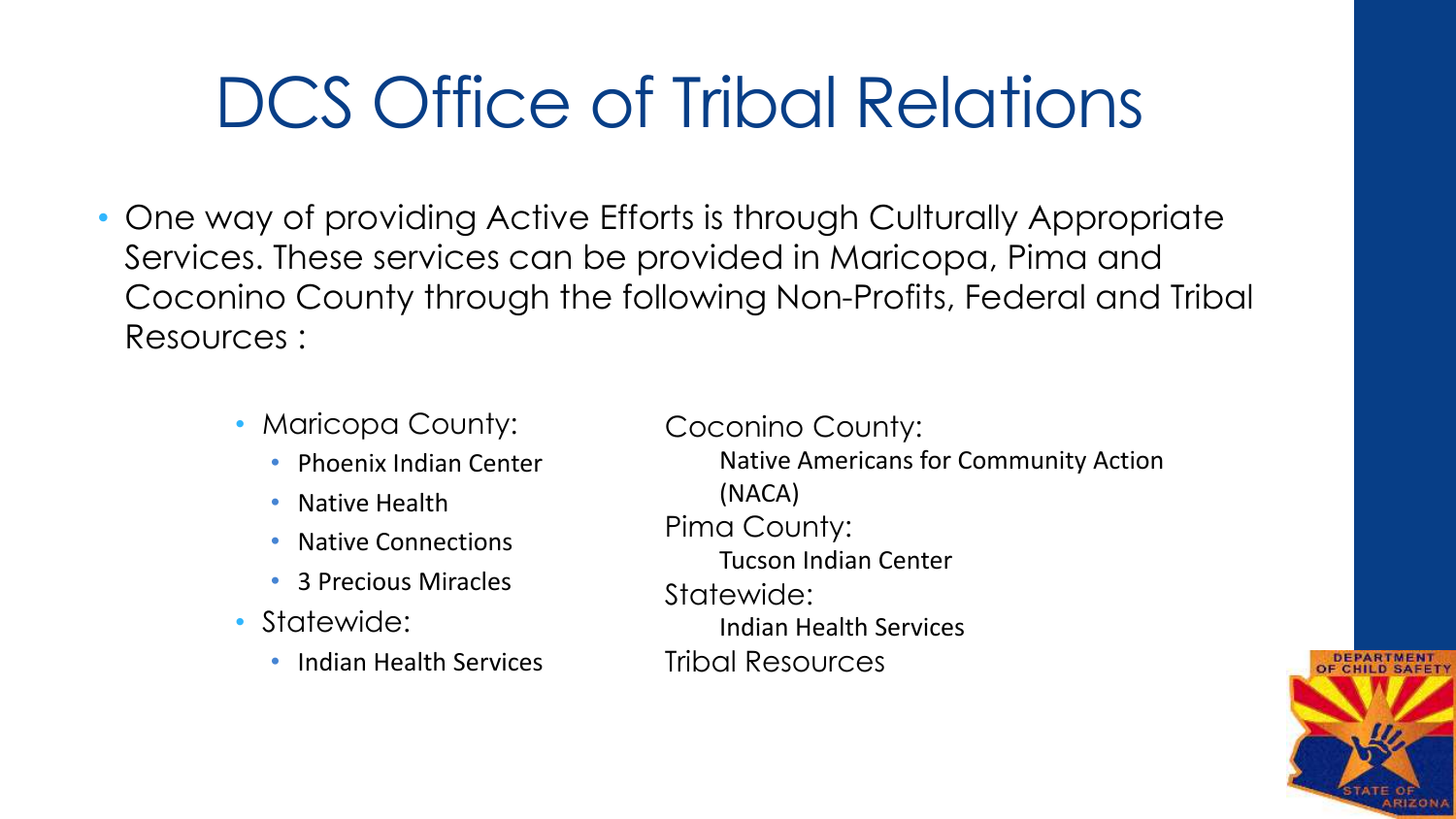# DCS Office of Tribal Relations

- One way of providing Active Efforts is through Culturally Appropriate Services. These services can be provided in Maricopa, Pima and Coconino County through the following Non-Profits, Federal and Tribal Resources :

- Maricopa County:
  - Phoenix Indian Center
  - Native Health
  - Native Connections
  - 3 Precious Miracles
- Statewide:
  - Indian Health Services

Coconino County:
  Native Americans for Community Action (NACA)
Pima County:
  Tucson Indian Center
Statewide:
  Indian Health Services
Tribal Resources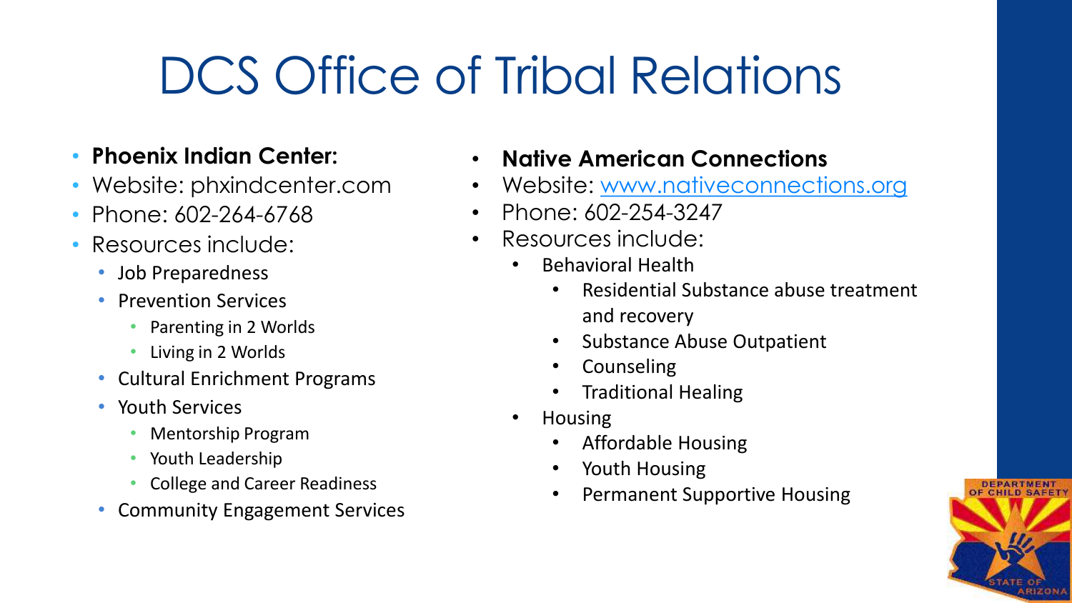# DCS Office of Tribal Relations

- **Phoenix Indian Center:**
- Website: phxindcenter.com
- Phone: 602-264-6768
- Resources include:
  - Job Preparedness
  - Prevention Services
    - Parenting in 2 Worlds
    - Living in 2 Worlds
  - Cultural Enrichment Programs
  - Youth Services
    - Mentorship Program
    - Youth Leadership
    - College and Career Readiness
  - Community Engagement Services

- **Native American Connections**
- Website: [www.nativeconnections.org](www.nativeconnections.org)
- Phone: 602-254-3247
- Resources include:
  - Behavioral Health
    - Residential Substance abuse treatment and recovery
    - Substance Abuse Outpatient
    - Counseling
    - Traditional Healing
  - Housing
    - Affordable Housing
    - Youth Housing
    - Permanent Supportive Housing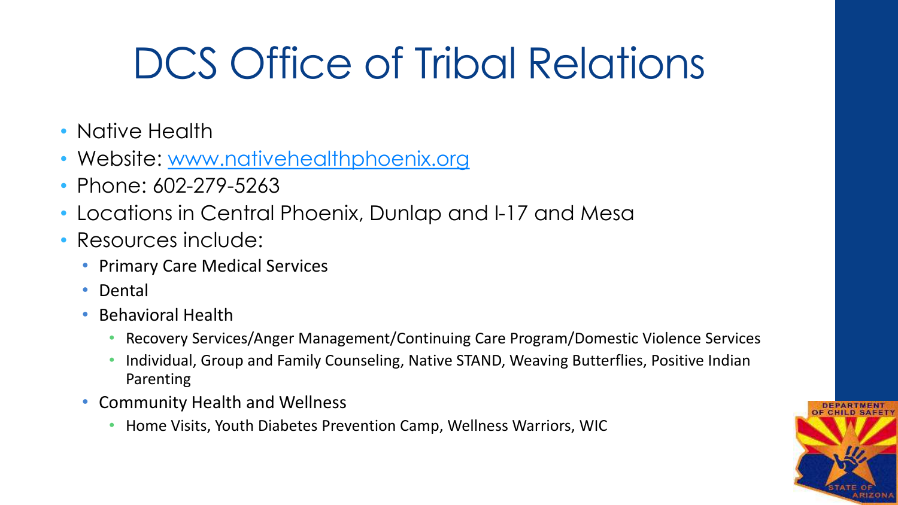# DCS Office of Tribal Relations

- Native Health
- Website: [www.nativehealthphoenix.org](http://www.nativehealthphoenix.org)
- Phone: 602-279-5263
- Locations in Central Phoenix, Dunlap and I-17 and Mesa
- Resources include:
  - Primary Care Medical Services
  - Dental
  - Behavioral Health
    - Recovery Services/Anger Management/Continuing Care Program/Domestic Violence Services
    - Individual, Group and Family Counseling, Native STAND, Weaving Butterflies, Positive Indian Parenting
  - Community Health and Wellness
    - Home Visits, Youth Diabetes Prevention Camp, Wellness Warriors, WIC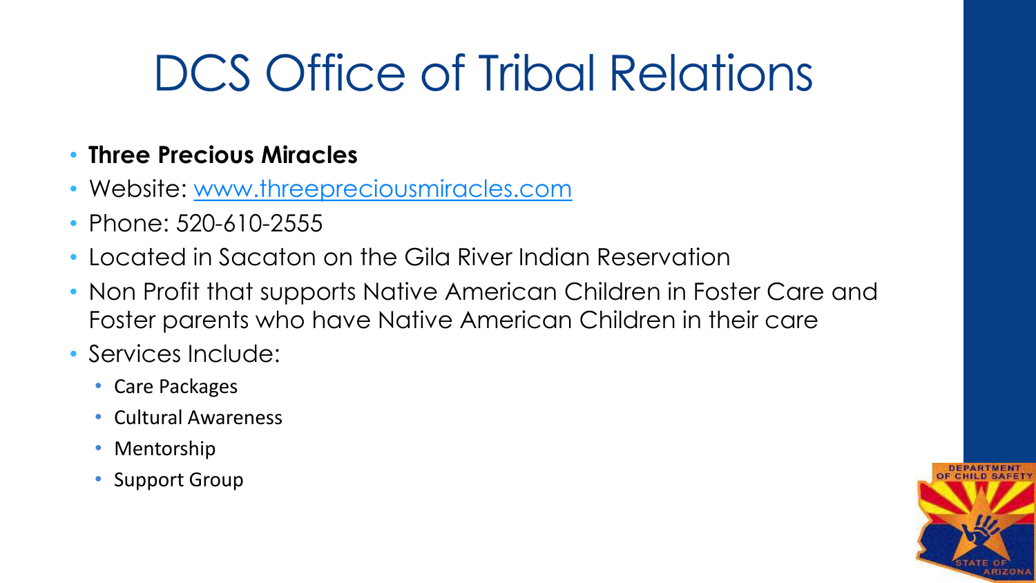# DCS Office of Tribal Relations

- **Three Precious Miracles**
- Website: [www.threepreciousmiracles.com](http://www.threepreciousmiracles.com)
- Phone: 520-610-2555
- Located in Sacaton on the Gila River Indian Reservation
- Non Profit that supports Native American Children in Foster Care and Foster parents who have Native American Children in their care
- Services Include:
  - Care Packages
  - Cultural Awareness
  - Mentorship
  - Support Group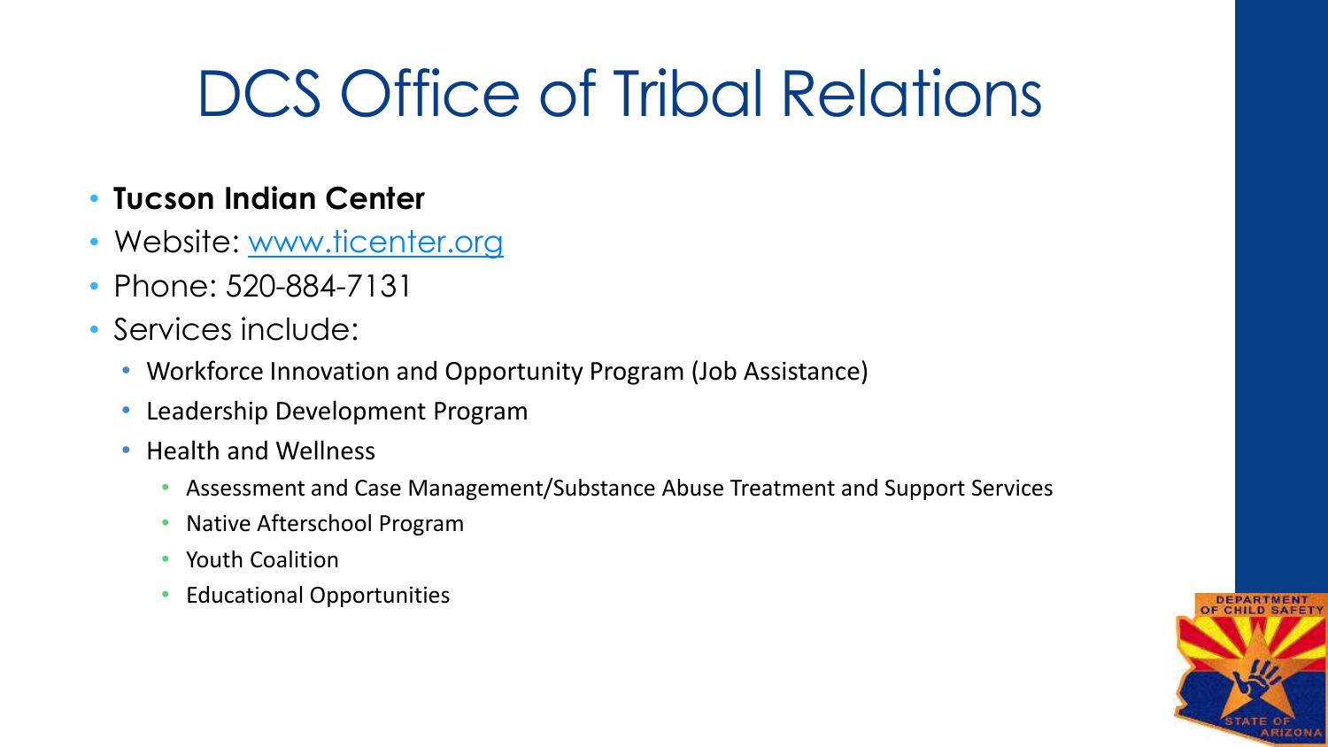# DCS Office of Tribal Relations

- **Tucson Indian Center**
- Website: www.ticenter.org
- Phone: 520-884-7131
- Services include:
  - Workforce Innovation and Opportunity Program (Job Assistance)
  - Leadership Development Program
  - Health and Wellness
    - Assessment and Case Management/Substance Abuse Treatment and Support Services
    - Native Afterschool Program
    - Youth Coalition
    - Educational Opportunities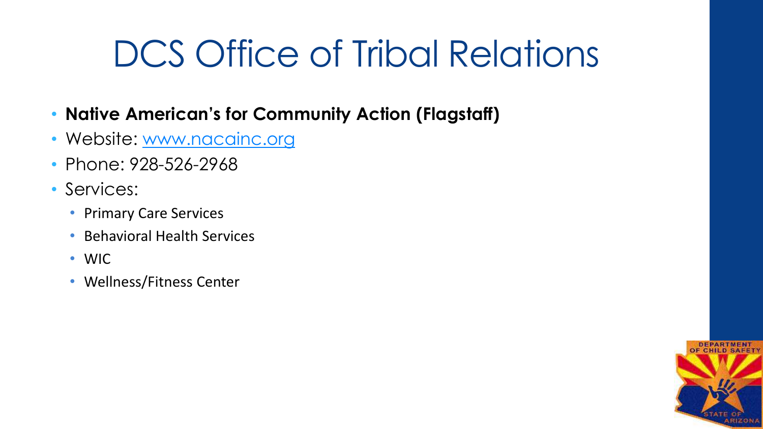# DCS Office of Tribal Relations

- **Native American's for Community Action (Flagstaff)**
- Website: [www.nacainc.org](http://www.nacainc.org)
- Phone: 928-526-2968
- Services:
  - Primary Care Services
  - Behavioral Health Services
  - WIC
  - Wellness/Fitness Center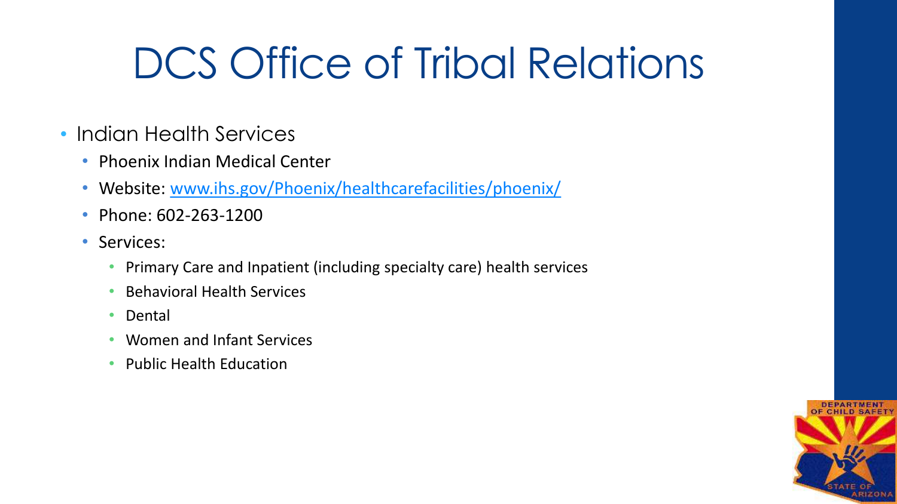# DCS Office of Tribal Relations

- Indian Health Services
  - Phoenix Indian Medical Center
  - Website: [www.ihs.gov/Phoenix/healthcarefacilities/phoenix/](www.ihs.gov/Phoenix/healthcarefacilities/phoenix/)
  - Phone: 602-263-1200
  - Services:
    - Primary Care and Inpatient (including specialty care) health services
    - Behavioral Health Services
    - Dental
    - Women and Infant Services
    - Public Health Education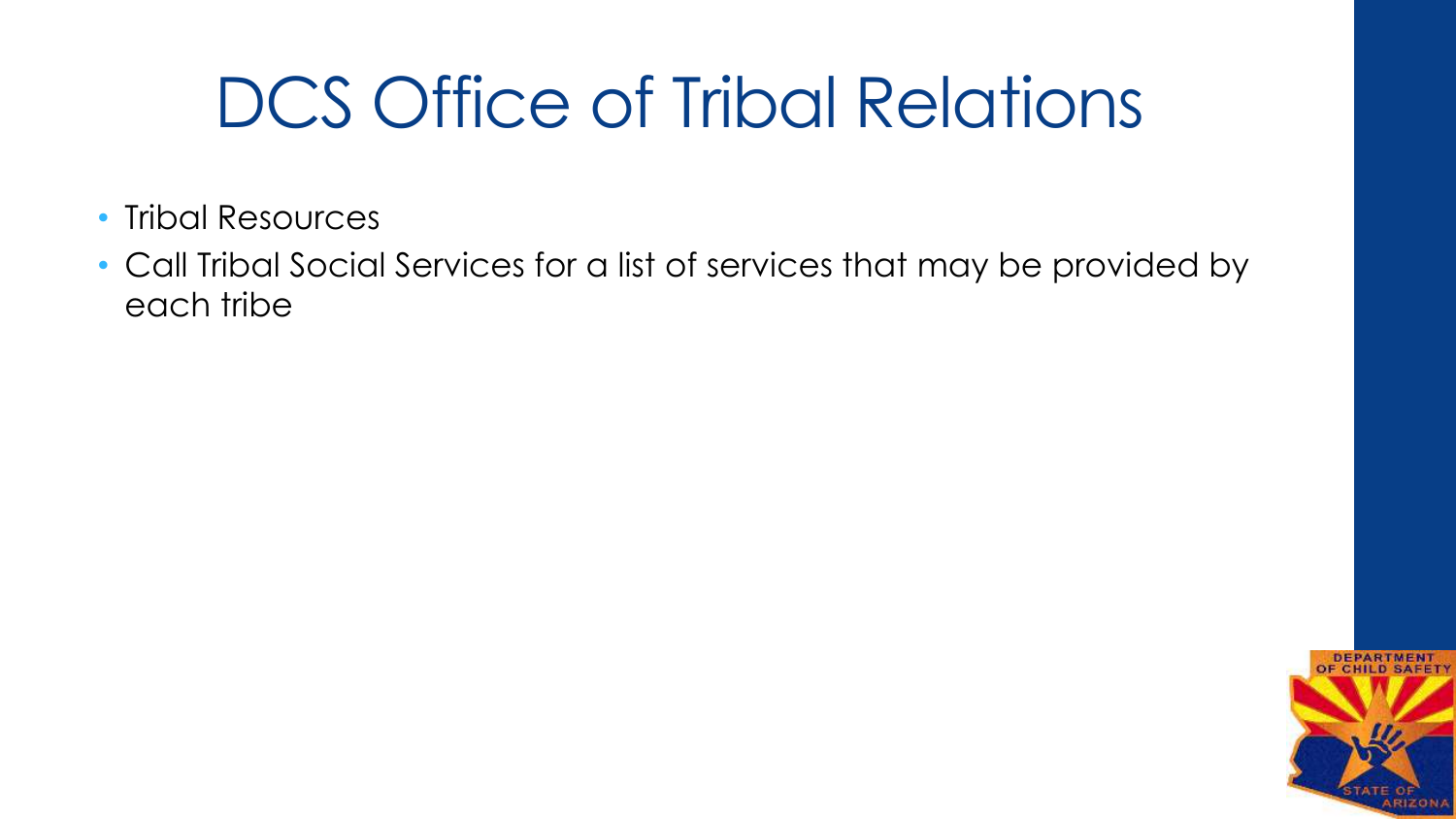# DCS Office of Tribal Relations

- Tribal Resources
- Call Tribal Social Services for a list of services that may be provided by each tribe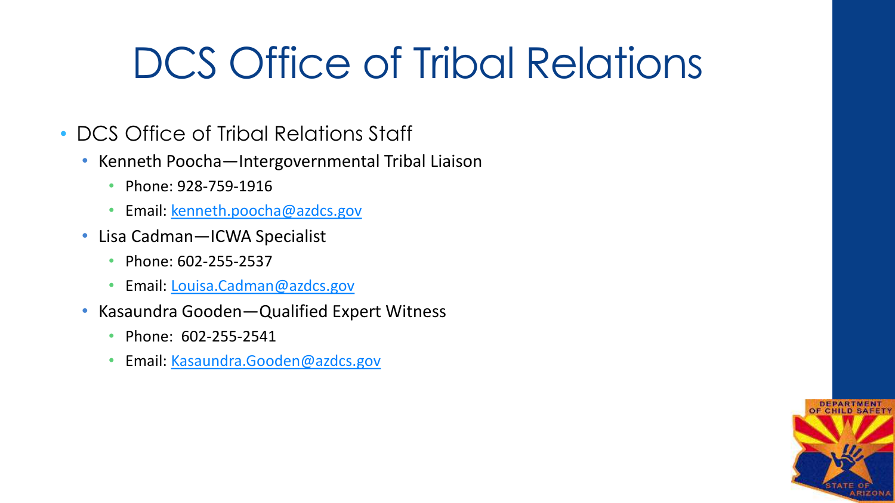# DCS Office of Tribal Relations

- DCS Office of Tribal Relations Staff
  - Kenneth Poocha—Intergovernmental Tribal Liaison
    - Phone: 928-759-1916
    - Email: kenneth.poocha@azdcs.gov
  - Lisa Cadman—ICWA Specialist
    - Phone: 602-255-2537
    - Email: Louisa.Cadman@azdcs.gov
  - Kasaundra Gooden—Qualified Expert Witness
    - Phone: 602-255-2541
    - Email: Kasaundra.Gooden@azdcs.gov